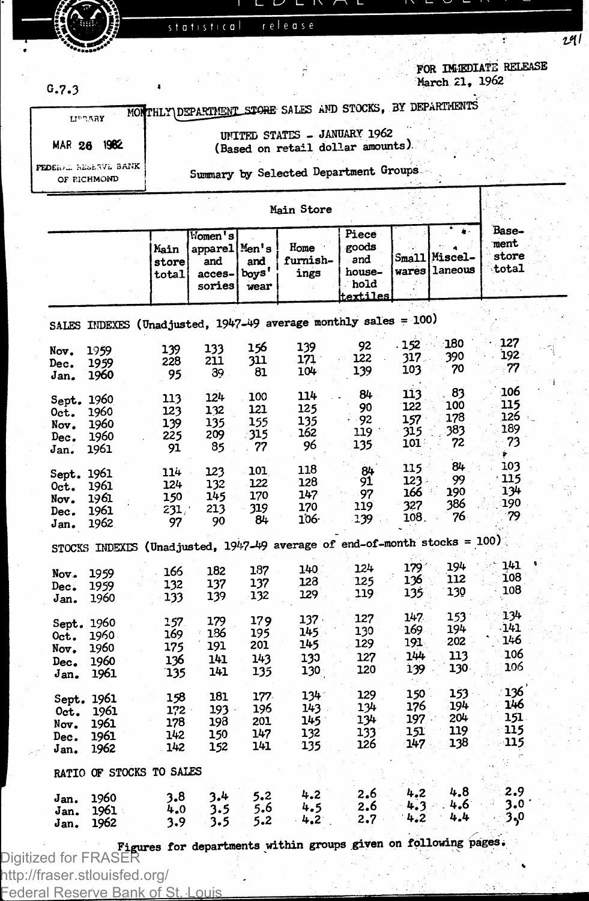FEDERAL RESERVE

statistical release

G.7.3

FOR IMMEDIATE RELEASE
March 21, 1962

LIBRARY
MAR 26 1962
FEDERAL RESERVE BANK OF RICHMOND

## MONTHLY DEPARTMENT STORE SALES AND STOCKS, BY DEPARTMENTS

UNITED STATES - JANUARY 1962
(Based on retail dollar amounts)

Summary by Selected Department Groups

| | Main Store | | | | | | | Basement store total |
|---|---|---|---|---|---|---|---|---|
| | Main store total | Women's apparel and accessories | Men's and boys' wear | Home furnishings | Piece goods and household textiles | Small wares | Miscellaneous | |
| **SALES INDEXES (Unadjusted, 1947-49 average monthly sales = 100)** | | | | | | | | |
| Nov. 1959 | 139 | 133 | 156 | 139 | 92 | 152 | 180 | 127 |
| Dec. 1959 | 228 | 211 | 311 | 171 | 122 | 317 | 390 | 192 |
| Jan. 1960 | 95 | 89 | 81 | 104 | 139 | 103 | 70 | 77 |
| Sept. 1960 | 113 | 124 | 100 | 114 | 84 | 113 | 83 | 106 |
| Oct. 1960 | 123 | 132 | 121 | 125 | 90 | 122 | 100 | 115 |
| Nov. 1960 | 139 | 135 | 155 | 135 | 92 | 157 | 178 | 126 |
| Dec. 1960 | 225 | 209 | 315 | 162 | 119 | 315 | 383 | 189 |
| Jan. 1961 | 91 | 85 | 77 | 96 | 135 | 101 | 72 | 73 |
| Sept. 1961 | 114 | 123 | 101 | 118 | 84 | 115 | 84 | 103 |
| Oct. 1961 | 124 | 132 | 122 | 128 | 91 | 123 | 99 | 115 |
| Nov. 1961 | 150 | 145 | 170 | 147 | 97 | 166 | 190 | 134 |
| Dec. 1961 | 231 | 213 | 319 | 170 | 119 | 327 | 386 | 190 |
| Jan. 1962 | 97 | 90 | 84 | 106 | 139 | 108 | 76 | 79 |
| **STOCKS INDEXES (Unadjusted, 1947-49 average of end-of-month stocks = 100)** | | | | | | | | |
| Nov. 1959 | 166 | 182 | 187 | 140 | 124 | 179 | 194 | 141 |
| Dec. 1959 | 132 | 137 | 137 | 128 | 125 | 136 | 112 | 108 |
| Jan. 1960 | 133 | 139 | 132 | 129 | 119 | 135 | 130 | 108 |
| Sept. 1960 | 157 | 179 | 179 | 137 | 127 | 147 | 153 | 134 |
| Oct. 1960 | 169 | 186 | 195 | 145 | 130 | 169 | 194 | 141 |
| Nov. 1960 | 175 | 191 | 201 | 145 | 129 | 191 | 202 | 146 |
| Dec. 1960 | 136 | 141 | 143 | 130 | 127 | 144 | 113 | 106 |
| Jan. 1961 | 135 | 141 | 135 | 130 | 120 | 139 | 130 | 106 |
| Sept. 1961 | 158 | 181 | 177 | 134 | 129 | 150 | 153 | 136 |
| Oct. 1961 | 172 | 193 | 196 | 143 | 134 | 176 | 194 | 146 |
| Nov. 1961 | 178 | 198 | 201 | 145 | 134 | 197 | 204 | 151 |
| Dec. 1961 | 142 | 150 | 147 | 132 | 133 | 151 | 119 | 115 |
| Jan. 1962 | 142 | 152 | 141 | 135 | 126 | 147 | 138 | 115 |
| **RATIO OF STOCKS TO SALES** | | | | | | | | |
| Jan. 1960 | 3.8 | 3.4 | 5.2 | 4.2 | 2.6 | 4.2 | 4.8 | 2.9 |
| Jan. 1961 | 4.0 | 3.5 | 5.6 | 4.5 | 2.6 | 4.3 | 4.6 | 3.0 |
| Jan. 1962 | 3.9 | 3.5 | 5.2 | 4.2 | 2.7 | 4.2 | 4.4 | 3.0 |

Figures for departments within groups given on following pages.

Digitized for FRASER
http://fraser.stlouisfed.org/
Federal Reserve Bank of St. Louis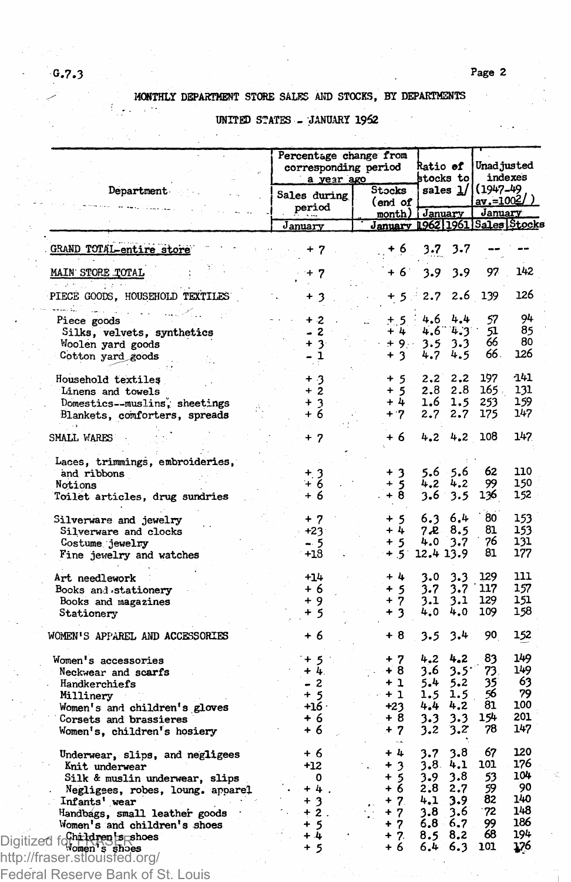G.7.3

## MONTHLY DEPARTMENT STORE SALES AND STOCKS, BY DEPARTMENTS

## UNITED STATES - JANUARY 1962

| Department | Percentage change from corresponding period a year ago | | Ratio of stocks to sales 1/ | | Unadjusted indexes (1947-49 av.=100 2/) | |
|---|---|---|---|---|---|---|
| | Sales during period | Stocks (end of month) | January | | January | |
| | January | January | 1962 | 1961 | Sales | Stocks |
| GRAND TOTAL-entire store | + 7 | + 6 | 3.7 | 3.7 | -- | -- |
| MAIN STORE TOTAL | + 7 | + 6 | 3.9 | 3.9 | 97 | 142 |
| PIECE GOODS, HOUSEHOLD TEXTILES | + 3 | + 5 | 2.7 | 2.6 | 139 | 126 |
| Piece goods | + 2 | + 5 | 4.6 | 4.4 | 57 | 94 |
| Silks, velvets, synthetics | - 2 | + 4 | 4.6 | 4.3 | 51 | 85 |
| Woolen yard goods | + 3 | + 9 | 3.5 | 3.3 | 66 | 80 |
| Cotton yard goods | - 1 | + 3 | 4.7 | 4.5 | 66 | 126 |
| Household textiles | + 3 | + 5 | 2.2 | 2.2 | 197 | 141 |
| Linens and towels | + 2 | + 5 | 2.8 | 2.8 | 165 | 131 |
| Domestics--muslins, sheetings | + 3 | + 4 | 1.6 | 1.5 | 253 | 159 |
| Blankets, comforters, spreads | + 6 | + 7 | 2.7 | 2.7 | 175 | 147 |
| SMALL WARES | + 7 | + 6 | 4.2 | 4.2 | 108 | 147 |
| Laces, trimmings, embroideries, and ribbons | + 3 | + 3 | 5.6 | 5.6 | 62 | 110 |
| Notions | + 6 | + 5 | 4.2 | 4.2 | 99 | 150 |
| Toilet articles, drug sundries | + 6 | + 8 | 3.6 | 3.5 | 136 | 152 |
| Silverware and jewelry | + 7 | + 5 | 6.3 | 6.4 | 80 | 153 |
| Silverware and clocks | +23 | + 4 | 7.2 | 8.5 | 81 | 153 |
| Costume jewelry | - 5 | + 5 | 4.0 | 3.7 | 76 | 131 |
| Fine jewelry and watches | +18 | + 5 | 12.4 | 13.9 | 81 | 177 |
| Art needlework | +14 | + 4 | 3.0 | 3.3 | 129 | 111 |
| Books and stationery | + 6 | + 5 | 3.7 | 3.7 | 117 | 157 |
| Books and magazines | + 9 | + 7 | 3.1 | 3.1 | 129 | 151 |
| Stationery | + 5 | + 3 | 4.0 | 4.0 | 109 | 158 |
| WOMEN'S APPAREL AND ACCESSORIES | + 6 | + 8 | 3.5 | 3.4 | 90 | 152 |
| Women's accessories | + 5 | + 7 | 4.2 | 4.2 | 83 | 149 |
| Neckwear and scarfs | + 4 | + 8 | 3.6 | 3.5 | 73 | 149 |
| Handkerchiefs | - 2 | + 1 | 5.4 | 5.2 | 35 | 63 |
| Millinery | + 5 | + 1 | 1.5 | 1.5 | 56 | 79 |
| Women's and children's gloves | +16 | +23 | 4.4 | 4.2 | 81 | 100 |
| Corsets and brassieres | + 6 | + 8 | 3.3 | 3.3 | 154 | 201 |
| Women's, children's hosiery | + 6 | + 7 | 3.2 | 3.2 | 78 | 147 |
| Underwear, slips, and negligees | + 6 | + 4 | 3.7 | 3.8 | 67 | 120 |
| Knit underwear | +12 | + 3 | 3.8 | 4.1 | 101 | 176 |
| Silk & muslin underwear, slips | 0 | + 5 | 3.9 | 3.8 | 53 | 104 |
| Negligees, robes, loung. apparel | + 4 | + 6 | 2.8 | 2.7 | 59 | 90 |
| Infants' wear | + 3 | + 7 | 4.1 | 3.9 | 82 | 140 |
| Handbags, small leather goods | + 2 | + 7 | 3.8 | 3.6 | 72 | 148 |
| Women's and children's shoes | + 5 | + 7 | 6.8 | 6.7 | 99 | 186 |
| Children's shoes | + 4 | + 7 | 8.5 | 8.2 | 68 | 194 |
| Women's shoes | + 5 | + 6 | 6.4 | 6.3 | 101 | 176 |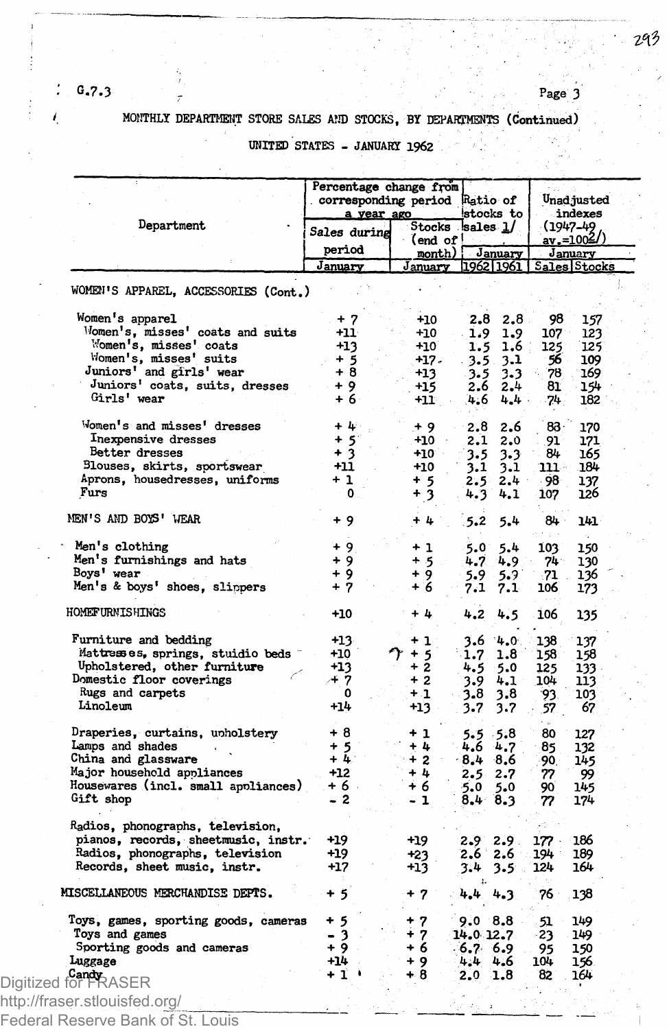G.7.3

MONTHLY DEPARTMENT STORE SALES AND STOCKS, BY DEPARTMENTS (Continued)

UNITED STATES - JANUARY 1962

| Department | Percentage change from corresponding period a year ago | | Ratio of stocks to sales 1/ | | Unadjusted indexes (1947-49 av.=100 2/) | |
|---|---|---|---|---|---|---|
| | Sales during period | Stocks (end of month) | January | | January | |
| | January | January | 1962 | 1961 | Sales | Stocks |
| WOMEN'S APPAREL, ACCESSORIES (Cont.) | | | | | | |
| Women's apparel | + 7 | +10 | 2.8 | 2.8 | 98 | 157 |
| Women's, misses' coats and suits | +11 | +10 | 1.9 | 1.9 | 107 | 123 |
| Women's, misses' coats | +13 | +10 | 1.5 | 1.6 | 125 | 125 |
| Women's, misses' suits | + 5 | +17 | 3.5 | 3.1 | 56 | 109 |
| Juniors' and girls' wear | + 8 | +13 | 3.5 | 3.3 | 78 | 169 |
| Juniors' coats, suits, dresses | + 9 | +15 | 2.6 | 2.4 | 81 | 154 |
| Girls' wear | + 6 | +11 | 4.6 | 4.4 | 74 | 182 |
| Women's and misses' dresses | + 4 | + 9 | 2.8 | 2.6 | 83 | 170 |
| Inexpensive dresses | + 5 | +10 | 2.1 | 2.0 | 91 | 171 |
| Better dresses | + 3 | +10 | 3.5 | 3.3 | 84 | 165 |
| Blouses, skirts, sportswear | +11 | +10 | 3.1 | 3.1 | 111 | 184 |
| Aprons, housedresses, uniforms | + 1 | + 5 | 2.5 | 2.4 | 98 | 137 |
| Furs | 0 | + 3 | 4.3 | 4.1 | 107 | 126 |
| MEN'S AND BOYS' WEAR | + 9 | + 4 | 5.2 | 5.4 | 84 | 141 |
| Men's clothing | + 9 | + 1 | 5.0 | 5.4 | 103 | 150 |
| Men's furnishings and hats | + 9 | + 5 | 4.7 | 4.9 | 74 | 130 |
| Boys' wear | + 9 | + 9 | 5.9 | 5.9 | 71 | 136 |
| Men's & boys' shoes, slippers | + 7 | + 6 | 7.1 | 7.1 | 106 | 173 |
| HOMEFURNISHINGS | +10 | + 4 | 4.2 | 4.5 | 106 | 135 |
| Furniture and bedding | +13 | + 1 | 3.6 | 4.0 | 138 | 137 |
| Mattresses, springs, stuidio beds | +10 | + 5 | 1.7 | 1.8 | 158 | 158 |
| Upholstered, other furniture | +13 | + 2 | 4.5 | 5.0 | 125 | 133 |
| Domestic floor coverings | + 7 | + 2 | 3.9 | 4.1 | 104 | 113 |
| Rugs and carpets | 0 | + 1 | 3.8 | 3.8 | 93 | 103 |
| Linoleum | +14 | +13 | 3.7 | 3.7 | 57 | 67 |
| Draperies, curtains, upholstery | + 8 | + 1 | 5.5 | 5.8 | 80 | 127 |
| Lamps and shades | + 5 | + 4 | 4.6 | 4.7 | 85 | 132 |
| China and glassware | + 4 | + 2 | 8.4 | 8.6 | 90 | 145 |
| Major household appliances | +12 | + 4 | 2.5 | 2.7 | 77 | 99 |
| Housewares (incl. small appliances) | + 6 | + 6 | 5.0 | 5.0 | 90 | 145 |
| Gift shop | - 2 | - 1 | 8.4 | 8.3 | 77 | 174 |
| Radios, phonographs, television, pianos, records, sheetmusic, instr. | +19 | +19 | 2.9 | 2.9 | 177 | 186 |
| Radios, phonographs, television | +19 | +23 | 2.6 | 2.6 | 194 | 189 |
| Records, sheet music, instr. | +17 | +13 | 3.4 | 3.5 | 124 | 164 |
| MISCELLANEOUS MERCHANDISE DEPTS. | + 5 | + 7 | 4.4 | 4.3 | 76 | 138 |
| Toys, games, sporting goods, cameras | + 5 | + 7 | 9.0 | 8.8 | 51 | 149 |
| Toys and games | - 3 | + 7 | 14.0 | 12.7 | 23 | 149 |
| Sporting goods and cameras | + 9 | + 6 | 6.7 | 6.9 | 95 | 150 |
| Luggage | +14 | + 9 | 4.4 | 4.6 | 104 | 156 |
| Candy | + 1 | + 8 | 2.0 | 1.8 | 82 | 164 |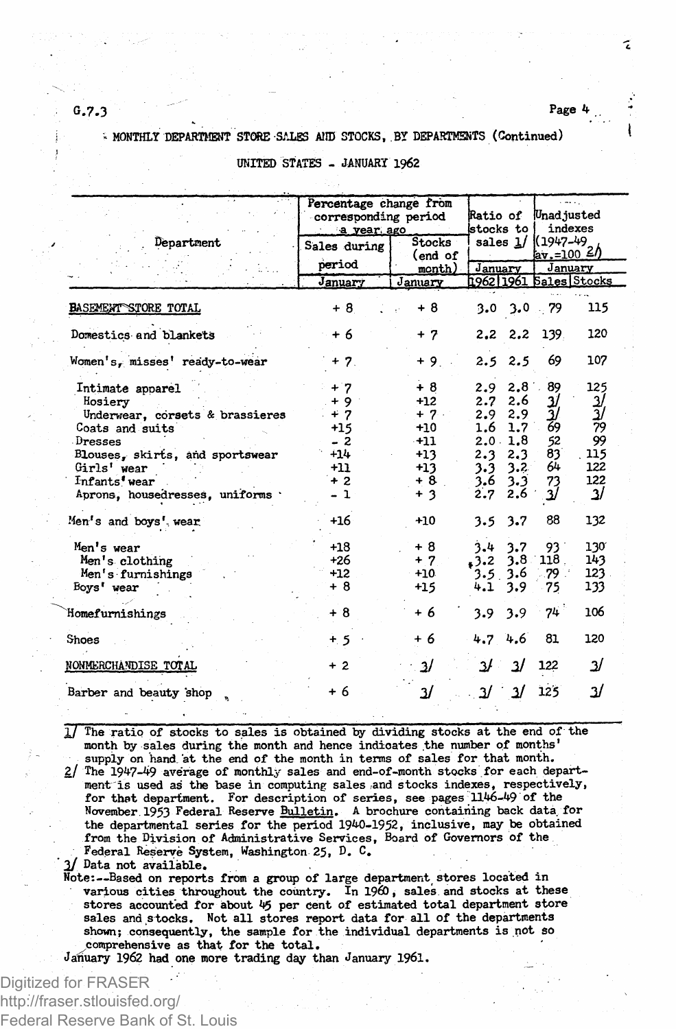G.7.3

MONTHLY DEPARTMENT STORE SALES AND STOCKS, BY DEPARTMENTS (Continued)

UNITED STATES - JANUARY 1962

| Department | Percentage change from corresponding period a year ago | | Ratio of stocks to sales 1/ | | Unadjusted indexes (1947-49 av.=100 2/) | |
|---|---|---|---|---|---|---|
| | Sales during period | Stocks (end of month) | January | | January | |
| | January | January | 1962 | 1961 | Sales | Stocks |
| BASEMENT STORE TOTAL | + 8 | + 8 | 3.0 | 3.0 | 79 | 115 |
| Domestics and blankets | + 6 | + 7 | 2.2 | 2.2 | 139 | 120 |
| Women's, misses' ready-to-wear | + 7 | + 9 | 2.5 | 2.5 | 69 | 107 |
| Intimate apparel | + 7 | + 8 | 2.9 | 2.8 | 89 | 125 |
| Hosiery | + 9 | +12 | 2.7 | 2.6 | 3/ | 3/ |
| Underwear, corsets & brassieres | + 7 | + 7 | 2.9 | 2.9 | 3/ | 3/ |
| Coats and suits | +15 | +10 | 1.6 | 1.7 | 69 | 79 |
| Dresses | - 2 | +11 | 2.0 | 1.8 | 52 | 99 |
| Blouses, skirts, and sportswear | +14 | +13 | 2.3 | 2.3 | 83 | 115 |
| Girls' wear | +11 | +13 | 3.3 | 3.2 | 64 | 122 |
| Infants' wear | + 2 | + 8 | 3.6 | 3.3 | 73 | 122 |
| Aprons, housedresses, uniforms | - 1 | + 3 | 2.7 | 2.6 | 3/ | 3/ |
| Men's and boys' wear | +16 | +10 | 3.5 | 3.7 | 88 | 132 |
| Men's wear | +18 | + 8 | 3.4 | 3.7 | 93 | 130 |
| Men's clothing | +26 | + 7 | 3.2 | 3.8 | 118 | 143 |
| Men's furnishings | +12 | +10 | 3.5 | 3.6 | 79 | 123 |
| Boys' wear | + 8 | +15 | 4.1 | 3.9 | 75 | 133 |
| Homefurnishings | + 8 | + 6 | 3.9 | 3.9 | 74 | 106 |
| Shoes | + 5 | + 6 | 4.7 | 4.6 | 81 | 120 |
| NONMERCHANDISE TOTAL | + 2 | 3/ | 3/ | 3/ | 122 | 3/ |
| Barber and beauty shop | + 6 | 3/ | 3/ | 3/ | 125 | 3/ |

1/ The ratio of stocks to sales is obtained by dividing stocks at the end of the month by sales during the month and hence indicates the number of months' supply on hand at the end of the month in terms of sales for that month.

2/ The 1947-49 average of monthly sales and end-of-month stocks for each department is used as the base in computing sales and stocks indexes, respectively, for that department. For description of series, see pages 1146-49 of the November 1953 Federal Reserve Bulletin. A brochure containing back data for the departmental series for the period 1940-1952, inclusive, may be obtained from the Division of Administrative Services, Board of Governors of the Federal Reserve System, Washington 25, D. C.

3/ Data not available.

Note:--Based on reports from a group of large department stores located in various cities throughout the country. In 1960, sales and stocks at these stores accounted for about 45 per cent of estimated total department store sales and stocks. Not all stores report data for all of the departments shown; consequently, the sample for the individual departments is not so comprehensive as that for the total.

January 1962 had one more trading day than January 1961.